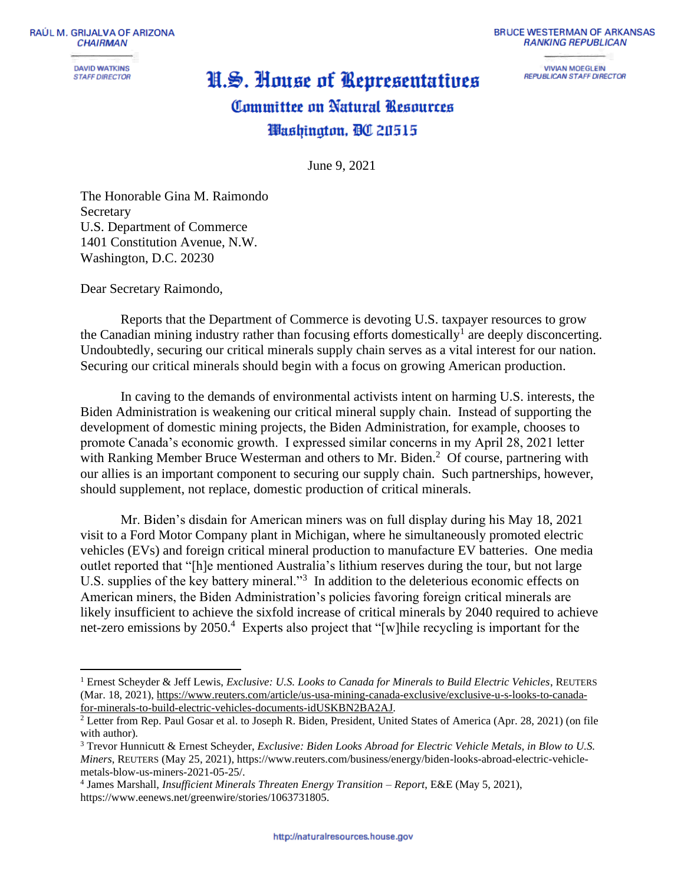RAÚL M. GRIJALVA OF ARIZONA
*CHAIRMAN*

DAVID WATKINS
*STAFF DIRECTOR*

BRUCE WESTERMAN OF ARKANSAS
*RANKING REPUBLICAN*

VIVIAN MOEGLEIN
*REPUBLICAN STAFF DIRECTOR*

# U.S. House of Representatives
## Committee on Natural Resources
### Washington, DC 20515

June 9, 2021

The Honorable Gina M. Raimondo
Secretary
U.S. Department of Commerce
1401 Constitution Avenue, N.W.
Washington, D.C. 20230

Dear Secretary Raimondo,

Reports that the Department of Commerce is devoting U.S. taxpayer resources to grow the Canadian mining industry rather than focusing efforts domestically[1] are deeply disconcerting. Undoubtedly, securing our critical minerals supply chain serves as a vital interest for our nation. Securing our critical minerals should begin with a focus on growing American production.

In caving to the demands of environmental activists intent on harming U.S. interests, the Biden Administration is weakening our critical mineral supply chain. Instead of supporting the development of domestic mining projects, the Biden Administration, for example, chooses to promote Canada's economic growth. I expressed similar concerns in my April 28, 2021 letter with Ranking Member Bruce Westerman and others to Mr. Biden.[2] Of course, partnering with our allies is an important component to securing our supply chain. Such partnerships, however, should supplement, not replace, domestic production of critical minerals.

Mr. Biden's disdain for American miners was on full display during his May 18, 2021 visit to a Ford Motor Company plant in Michigan, where he simultaneously promoted electric vehicles (EVs) and foreign critical mineral production to manufacture EV batteries. One media outlet reported that "[h]e mentioned Australia's lithium reserves during the tour, but not large U.S. supplies of the key battery mineral."[3] In addition to the deleterious economic effects on American miners, the Biden Administration's policies favoring foreign critical minerals are likely insufficient to achieve the sixfold increase of critical minerals by 2040 required to achieve net-zero emissions by 2050.[4] Experts also project that "[w]hile recycling is important for the

---

[1] Ernest Scheyder & Jeff Lewis, *Exclusive: U.S. Looks to Canada for Minerals to Build Electric Vehicles*, REUTERS (Mar. 18, 2021), https://www.reuters.com/article/us-usa-mining-canada-exclusive/exclusive-u-s-looks-to-canada-for-minerals-to-build-electric-vehicles-documents-idUSKBN2BA2AJ.

[2] Letter from Rep. Paul Gosar et al. to Joseph R. Biden, President, United States of America (Apr. 28, 2021) (on file with author).

[3] Trevor Hunnicutt & Ernest Scheyder, *Exclusive: Biden Looks Abroad for Electric Vehicle Metals, in Blow to U.S. Miners*, REUTERS (May 25, 2021), https://www.reuters.com/business/energy/biden-looks-abroad-electric-vehicle-metals-blow-us-miners-2021-05-25/.

[4] James Marshall, *Insufficient Minerals Threaten Energy Transition – Report*, E&E (May 5, 2021), https://www.eenews.net/greenwire/stories/1063731805.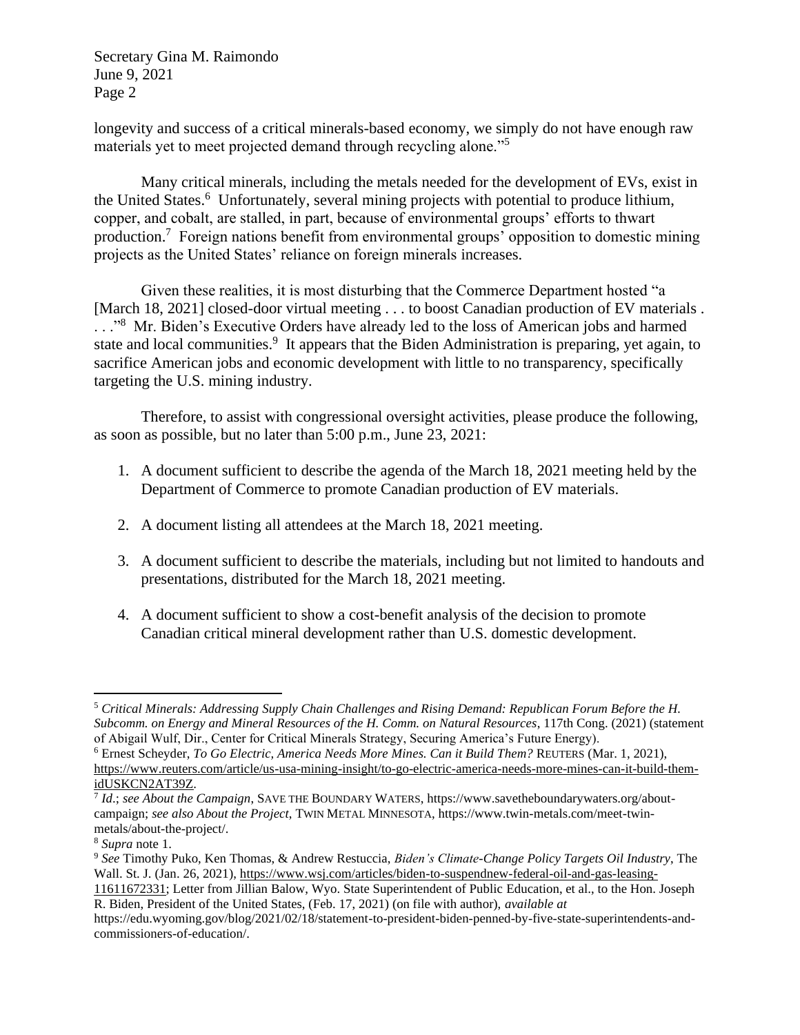longevity and success of a critical minerals-based economy, we simply do not have enough raw materials yet to meet projected demand through recycling alone."[5]

Many critical minerals, including the metals needed for the development of EVs, exist in the United States.[6] Unfortunately, several mining projects with potential to produce lithium, copper, and cobalt, are stalled, in part, because of environmental groups' efforts to thwart production.[7] Foreign nations benefit from environmental groups' opposition to domestic mining projects as the United States' reliance on foreign minerals increases.

Given these realities, it is most disturbing that the Commerce Department hosted "a [March 18, 2021] closed-door virtual meeting . . . to boost Canadian production of EV materials . . . ."[8] Mr. Biden's Executive Orders have already led to the loss of American jobs and harmed state and local communities.[9] It appears that the Biden Administration is preparing, yet again, to sacrifice American jobs and economic development with little to no transparency, specifically targeting the U.S. mining industry.

Therefore, to assist with congressional oversight activities, please produce the following, as soon as possible, but no later than 5:00 p.m., June 23, 2021:

1. A document sufficient to describe the agenda of the March 18, 2021 meeting held by the Department of Commerce to promote Canadian production of EV materials.
2. A document listing all attendees at the March 18, 2021 meeting.
3. A document sufficient to describe the materials, including but not limited to handouts and presentations, distributed for the March 18, 2021 meeting.
4. A document sufficient to show a cost-benefit analysis of the decision to promote Canadian critical mineral development rather than U.S. domestic development.

---

[5] *Critical Minerals: Addressing Supply Chain Challenges and Rising Demand: Republican Forum Before the H. Subcomm. on Energy and Mineral Resources of the H. Comm. on Natural Resources*, 117th Cong. (2021) (statement of Abigail Wulf, Dir., Center for Critical Minerals Strategy, Securing America's Future Energy).

[6] Ernest Scheyder, *To Go Electric, America Needs More Mines. Can it Build Them?* REUTERS (Mar. 1, 2021), https://www.reuters.com/article/us-usa-mining-insight/to-go-electric-america-needs-more-mines-can-it-build-them-idUSKCN2AT39Z.

[7] *Id*.; *see About the Campaign*, SAVE THE BOUNDARY WATERS, https://www.savetheboundarywaters.org/about-campaign; *see also About the Project*, TWIN METAL MINNESOTA, https://www.twin-metals.com/meet-twin-metals/about-the-project/.

[8] *Supra* note 1.

[9] *See* Timothy Puko, Ken Thomas, & Andrew Restuccia, *Biden's Climate-Change Policy Targets Oil Industry*, The Wall. St. J. (Jan. 26, 2021), https://www.wsj.com/articles/biden-to-suspendnew-federal-oil-and-gas-leasing-11611672331; Letter from Jillian Balow, Wyo. State Superintendent of Public Education, et al., to the Hon. Joseph R. Biden, President of the United States, (Feb. 17, 2021) (on file with author), *available at* https://edu.wyoming.gov/blog/2021/02/18/statement-to-president-biden-penned-by-five-state-superintendents-and-commissioners-of-education/.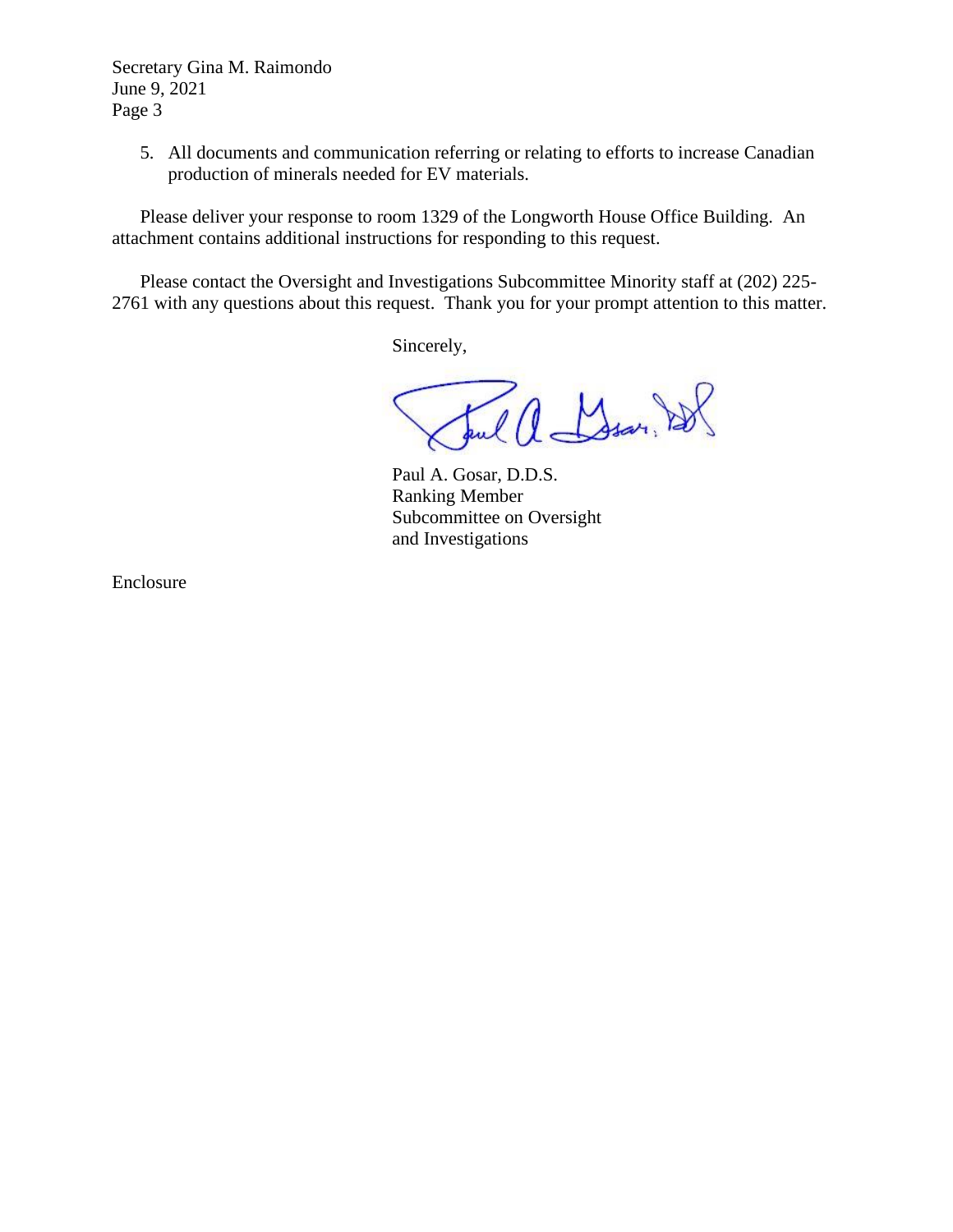5. All documents and communication referring or relating to efforts to increase Canadian production of minerals needed for EV materials.

Please deliver your response to room 1329 of the Longworth House Office Building. An attachment contains additional instructions for responding to this request.

Please contact the Oversight and Investigations Subcommittee Minority staff at (202) 225-2761 with any questions about this request. Thank you for your prompt attention to this matter.

Sincerely,

Paul A. Gosar, D.D.S.
Ranking Member
Subcommittee on Oversight
and Investigations

Enclosure